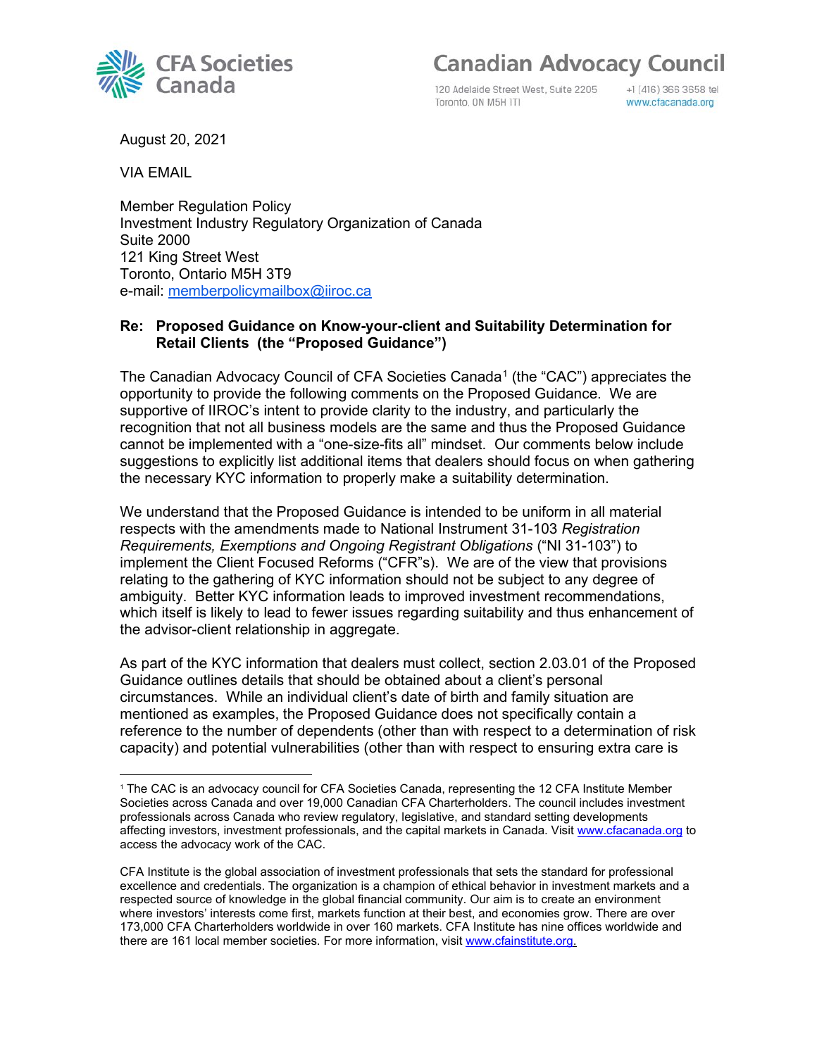CFA Societies Canada

Canadian Advocacy Council

120 Adelaide Street West, Suite 2205
Toronto, ON M5H 1T1

+1 (416) 366 3658 tel
www.cfacanada.org

August 20, 2021

VIA EMAIL

Member Regulation Policy
Investment Industry Regulatory Organization of Canada
Suite 2000
121 King Street West
Toronto, Ontario M5H 3T9
e-mail: memberpolicymailbox@iiroc.ca

**Re: Proposed Guidance on Know-your-client and Suitability Determination for Retail Clients (the "Proposed Guidance")**

The Canadian Advocacy Council of CFA Societies Canada[1] (the "CAC") appreciates the opportunity to provide the following comments on the Proposed Guidance. We are supportive of IIROC's intent to provide clarity to the industry, and particularly the recognition that not all business models are the same and thus the Proposed Guidance cannot be implemented with a "one-size-fits all" mindset. Our comments below include suggestions to explicitly list additional items that dealers should focus on when gathering the necessary KYC information to properly make a suitability determination.

We understand that the Proposed Guidance is intended to be uniform in all material respects with the amendments made to National Instrument 31-103 *Registration Requirements, Exemptions and Ongoing Registrant Obligations* ("NI 31-103") to implement the Client Focused Reforms ("CFR"s). We are of the view that provisions relating to the gathering of KYC information should not be subject to any degree of ambiguity. Better KYC information leads to improved investment recommendations, which itself is likely to lead to fewer issues regarding suitability and thus enhancement of the advisor-client relationship in aggregate.

As part of the KYC information that dealers must collect, section 2.03.01 of the Proposed Guidance outlines details that should be obtained about a client's personal circumstances. While an individual client's date of birth and family situation are mentioned as examples, the Proposed Guidance does not specifically contain a reference to the number of dependents (other than with respect to a determination of risk capacity) and potential vulnerabilities (other than with respect to ensuring extra care is

[1] The CAC is an advocacy council for CFA Societies Canada, representing the 12 CFA Institute Member Societies across Canada and over 19,000 Canadian CFA Charterholders. The council includes investment professionals across Canada who review regulatory, legislative, and standard setting developments affecting investors, investment professionals, and the capital markets in Canada. Visit www.cfacanada.org to access the advocacy work of the CAC.

CFA Institute is the global association of investment professionals that sets the standard for professional excellence and credentials. The organization is a champion of ethical behavior in investment markets and a respected source of knowledge in the global financial community. Our aim is to create an environment where investors' interests come first, markets function at their best, and economies grow. There are over 173,000 CFA Charterholders worldwide in over 160 markets. CFA Institute has nine offices worldwide and there are 161 local member societies. For more information, visit www.cfainstitute.org.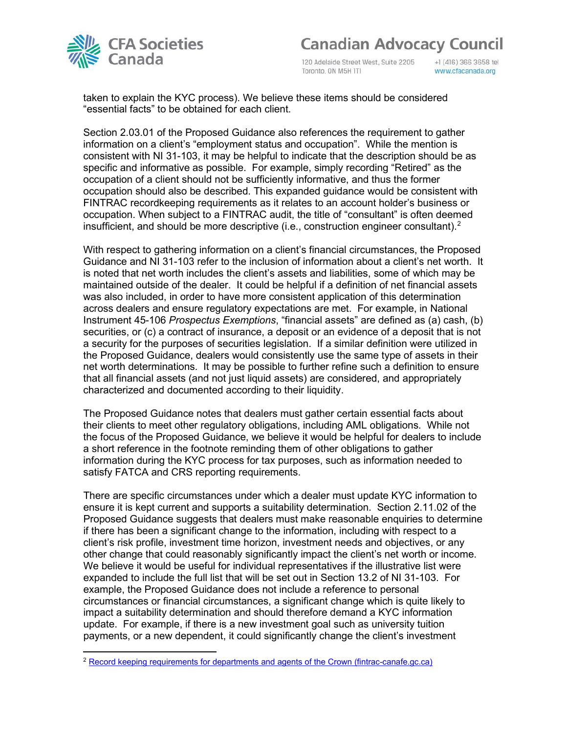taken to explain the KYC process). We believe these items should be considered "essential facts" to be obtained for each client.

Section 2.03.01 of the Proposed Guidance also references the requirement to gather information on a client's "employment status and occupation". While the mention is consistent with NI 31-103, it may be helpful to indicate that the description should be as specific and informative as possible. For example, simply recording "Retired" as the occupation of a client should not be sufficiently informative, and thus the former occupation should also be described. This expanded guidance would be consistent with FINTRAC recordkeeping requirements as it relates to an account holder's business or occupation. When subject to a FINTRAC audit, the title of "consultant" is often deemed insufficient, and should be more descriptive (i.e., construction engineer consultant).[2]

With respect to gathering information on a client's financial circumstances, the Proposed Guidance and NI 31-103 refer to the inclusion of information about a client's net worth. It is noted that net worth includes the client's assets and liabilities, some of which may be maintained outside of the dealer. It could be helpful if a definition of net financial assets was also included, in order to have more consistent application of this determination across dealers and ensure regulatory expectations are met. For example, in National Instrument 45-106 *Prospectus Exemptions*, "financial assets" are defined as (a) cash, (b) securities, or (c) a contract of insurance, a deposit or an evidence of a deposit that is not a security for the purposes of securities legislation. If a similar definition were utilized in the Proposed Guidance, dealers would consistently use the same type of assets in their net worth determinations. It may be possible to further refine such a definition to ensure that all financial assets (and not just liquid assets) are considered, and appropriately characterized and documented according to their liquidity.

The Proposed Guidance notes that dealers must gather certain essential facts about their clients to meet other regulatory obligations, including AML obligations. While not the focus of the Proposed Guidance, we believe it would be helpful for dealers to include a short reference in the footnote reminding them of other obligations to gather information during the KYC process for tax purposes, such as information needed to satisfy FATCA and CRS reporting requirements.

There are specific circumstances under which a dealer must update KYC information to ensure it is kept current and supports a suitability determination. Section 2.11.02 of the Proposed Guidance suggests that dealers must make reasonable enquiries to determine if there has been a significant change to the information, including with respect to a client's risk profile, investment time horizon, investment needs and objectives, or any other change that could reasonably significantly impact the client's net worth or income. We believe it would be useful for individual representatives if the illustrative list were expanded to include the full list that will be set out in Section 13.2 of NI 31-103. For example, the Proposed Guidance does not include a reference to personal circumstances or financial circumstances, a significant change which is quite likely to impact a suitability determination and should therefore demand a KYC information update. For example, if there is a new investment goal such as university tuition payments, or a new dependent, it could significantly change the client's investment

[2] Record keeping requirements for departments and agents of the Crown (fintrac-canafe.gc.ca)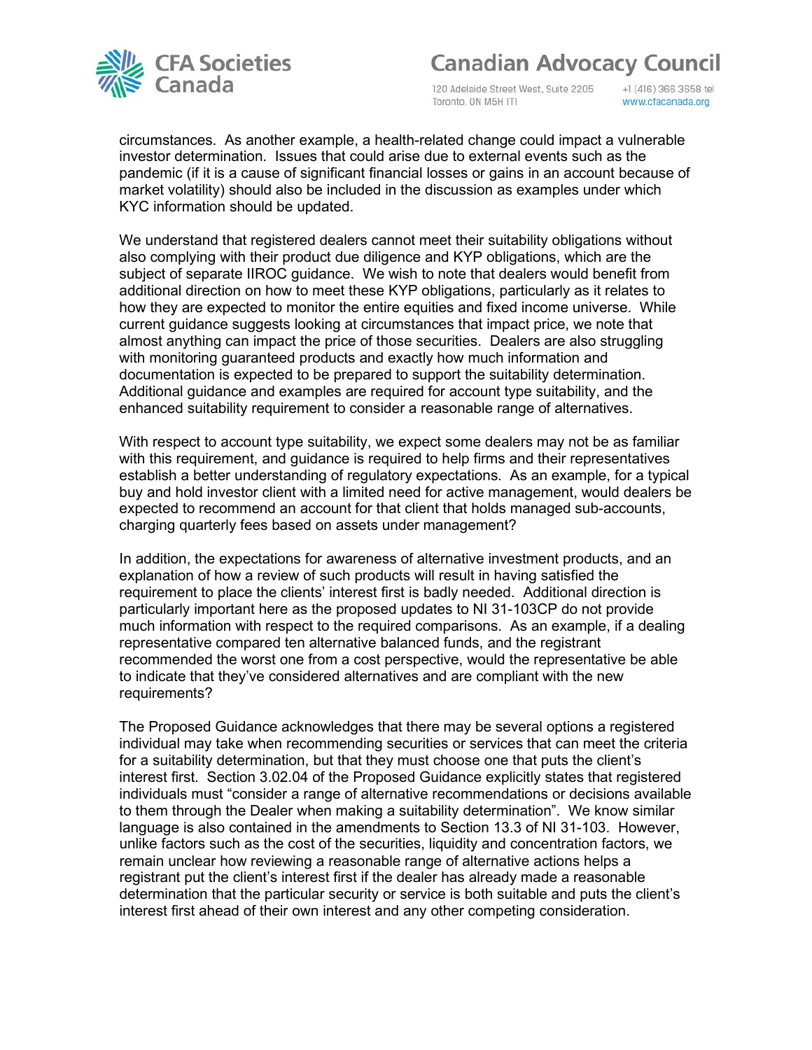circumstances. As another example, a health-related change could impact a vulnerable investor determination. Issues that could arise due to external events such as the pandemic (if it is a cause of significant financial losses or gains in an account because of market volatility) should also be included in the discussion as examples under which KYC information should be updated.

We understand that registered dealers cannot meet their suitability obligations without also complying with their product due diligence and KYP obligations, which are the subject of separate IIROC guidance. We wish to note that dealers would benefit from additional direction on how to meet these KYP obligations, particularly as it relates to how they are expected to monitor the entire equities and fixed income universe. While current guidance suggests looking at circumstances that impact price, we note that almost anything can impact the price of those securities. Dealers are also struggling with monitoring guaranteed products and exactly how much information and documentation is expected to be prepared to support the suitability determination. Additional guidance and examples are required for account type suitability, and the enhanced suitability requirement to consider a reasonable range of alternatives.

With respect to account type suitability, we expect some dealers may not be as familiar with this requirement, and guidance is required to help firms and their representatives establish a better understanding of regulatory expectations. As an example, for a typical buy and hold investor client with a limited need for active management, would dealers be expected to recommend an account for that client that holds managed sub-accounts, charging quarterly fees based on assets under management?

In addition, the expectations for awareness of alternative investment products, and an explanation of how a review of such products will result in having satisfied the requirement to place the clients' interest first is badly needed. Additional direction is particularly important here as the proposed updates to NI 31-103CP do not provide much information with respect to the required comparisons. As an example, if a dealing representative compared ten alternative balanced funds, and the registrant recommended the worst one from a cost perspective, would the representative be able to indicate that they've considered alternatives and are compliant with the new requirements?

The Proposed Guidance acknowledges that there may be several options a registered individual may take when recommending securities or services that can meet the criteria for a suitability determination, but that they must choose one that puts the client's interest first. Section 3.02.04 of the Proposed Guidance explicitly states that registered individuals must "consider a range of alternative recommendations or decisions available to them through the Dealer when making a suitability determination". We know similar language is also contained in the amendments to Section 13.3 of NI 31-103. However, unlike factors such as the cost of the securities, liquidity and concentration factors, we remain unclear how reviewing a reasonable range of alternative actions helps a registrant put the client's interest first if the dealer has already made a reasonable determination that the particular security or service is both suitable and puts the client's interest first ahead of their own interest and any other competing consideration.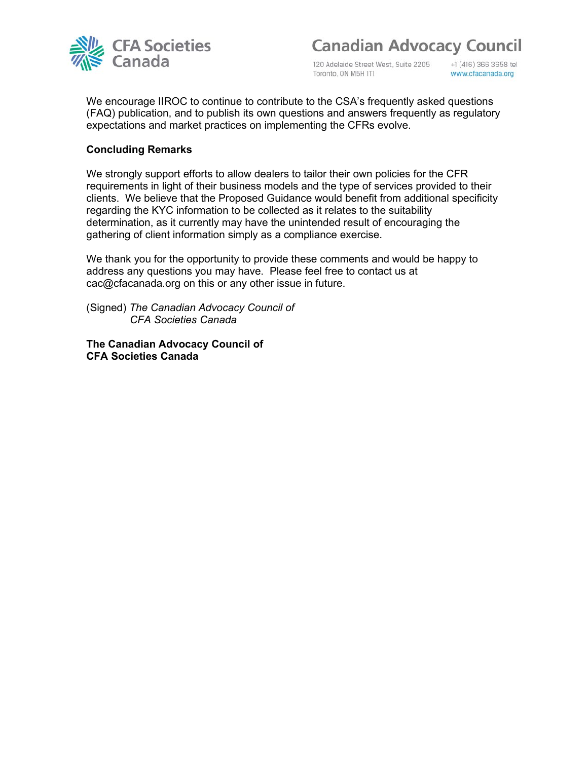We encourage IIROC to continue to contribute to the CSA's frequently asked questions (FAQ) publication, and to publish its own questions and answers frequently as regulatory expectations and market practices on implementing the CFRs evolve.

## Concluding Remarks

We strongly support efforts to allow dealers to tailor their own policies for the CFR requirements in light of their business models and the type of services provided to their clients. We believe that the Proposed Guidance would benefit from additional specificity regarding the KYC information to be collected as it relates to the suitability determination, as it currently may have the unintended result of encouraging the gathering of client information simply as a compliance exercise.

We thank you for the opportunity to provide these comments and would be happy to address any questions you may have. Please feel free to contact us at cac@cfacanada.org on this or any other issue in future.

(Signed) *The Canadian Advocacy Council of*
*CFA Societies Canada*

**The Canadian Advocacy Council of**
**CFA Societies Canada**